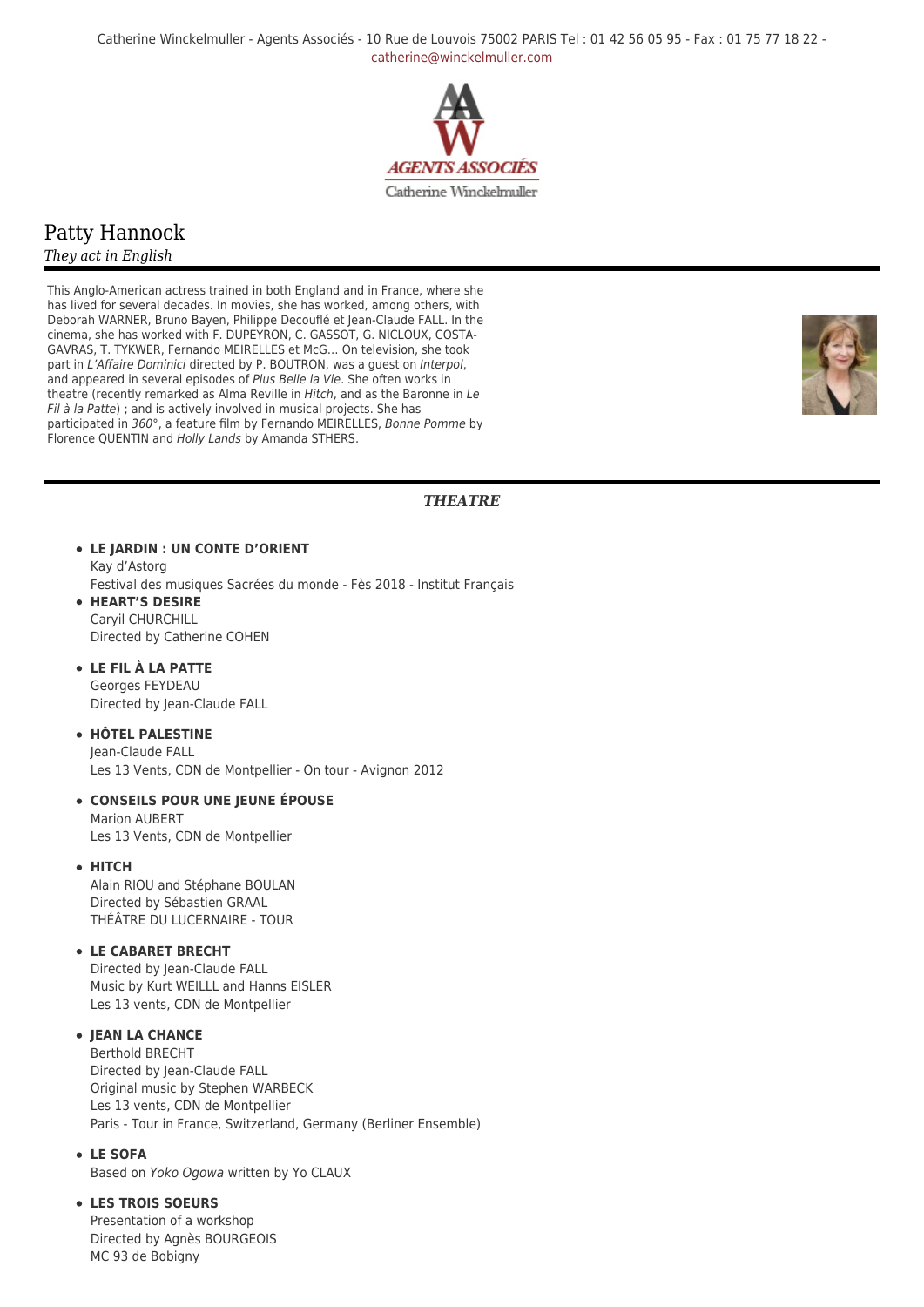Catherine Winckelmuller - Agents Associés - 10 Rue de Louvois 75002 PARIS Tel : 01 42 56 05 95 - Fax : 01 75 77 18 22 - catherine@winckelmuller.com

AGENTS ASSOCIÉS
Catherine Winckelmuller

# Patty Hannock

*They act in English*

This Anglo-American actress trained in both England and in France, where she has lived for several decades. In movies, she has worked, among others, with Deborah WARNER, Bruno Bayen, Philippe Decouflé et Jean-Claude FALL. In the cinema, she has worked with F. DUPEYRON, C. GASSOT, G. NICLOUX, COSTA-GAVRAS, T. TYKWER, Fernando MEIRELLES et McG... On television, she took part in *L'Affaire Dominici* directed by P. BOUTRON, was a guest on *Interpol*, and appeared in several episodes of *Plus Belle la Vie*. She often works in theatre (recently remarked as Alma Reville in *Hitch*, and as the Baronne in *Le Fil à la Patte*) ; and is actively involved in musical projects. She has participated in *360°*, a feature film by Fernando MEIRELLES, *Bonne Pomme* by Florence QUENTIN and *Holly Lands* by Amanda STHERS.

## *THEATRE*

- **LE JARDIN : UN CONTE D'ORIENT**
  Kay d'Astorg
  Festival des musiques Sacrées du monde - Fès 2018 - Institut Français
- **HEART'S DESIRE**
  Caryil CHURCHILL
  Directed by Catherine COHEN
- **LE FIL À LA PATTE**
  Georges FEYDEAU
  Directed by Jean-Claude FALL
- **HÔTEL PALESTINE**
  Jean-Claude FALL
  Les 13 Vents, CDN de Montpellier - On tour - Avignon 2012
- **CONSEILS POUR UNE JEUNE ÉPOUSE**
  Marion AUBERT
  Les 13 Vents, CDN de Montpellier
- **HITCH**
  Alain RIOU and Stéphane BOULAN
  Directed by Sébastien GRAAL
  THÉÂTRE DU LUCERNAIRE - TOUR
- **LE CABARET BRECHT**
  Directed by Jean-Claude FALL
  Music by Kurt WEILLL and Hanns EISLER
  Les 13 vents, CDN de Montpellier
- **JEAN LA CHANCE**
  Berthold BRECHT
  Directed by Jean-Claude FALL
  Original music by Stephen WARBECK
  Les 13 vents, CDN de Montpellier
  Paris - Tour in France, Switzerland, Germany (Berliner Ensemble)
- **LE SOFA**
  Based on *Yoko Ogowa* written by Yo CLAUX
- **LES TROIS SOEURS**
  Presentation of a workshop
  Directed by Agnès BOURGEOIS
  MC 93 de Bobigny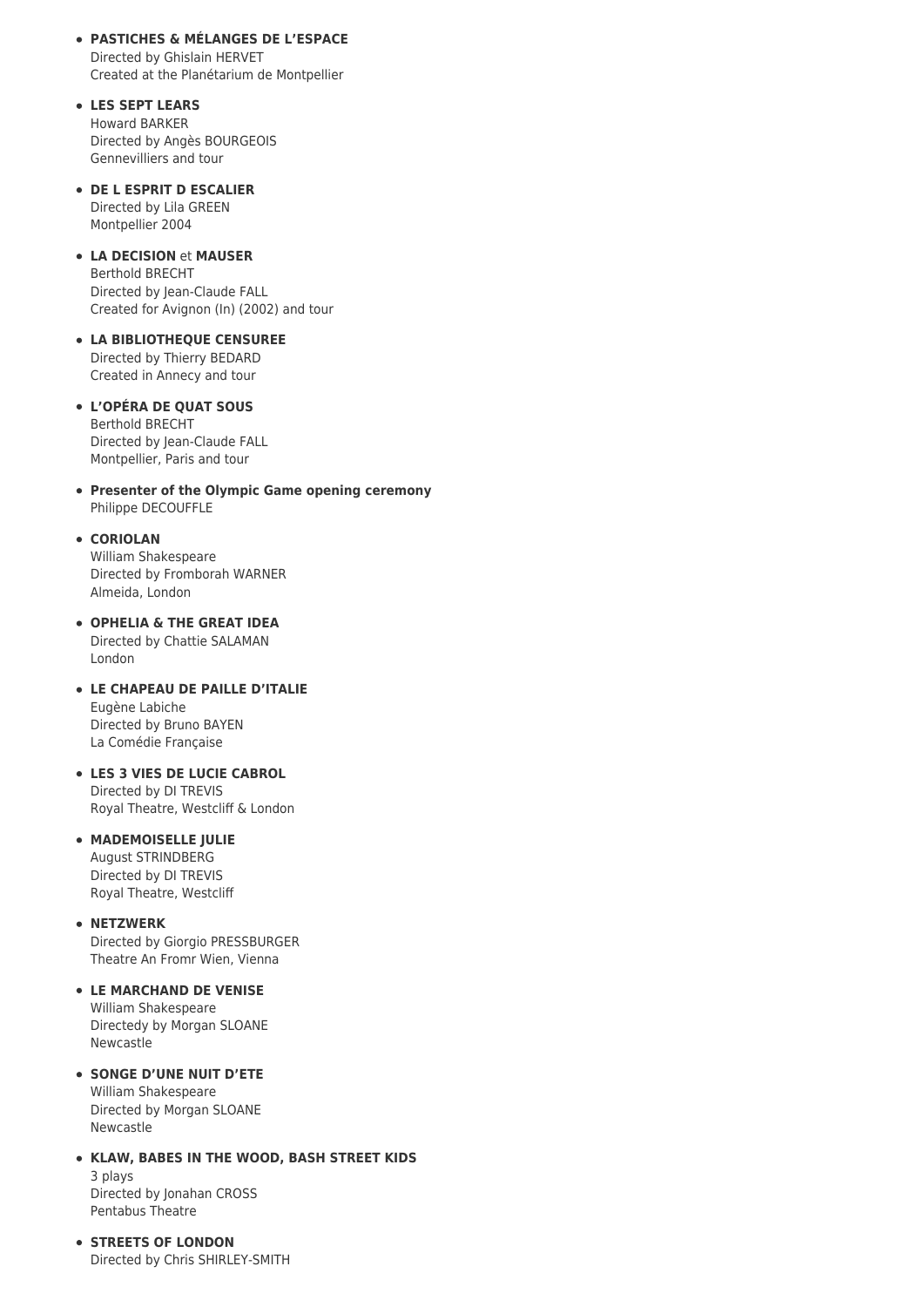- **PASTICHES & MÉLANGES DE L'ESPACE**
  Directed by Ghislain HERVET
  Created at the Planétarium de Montpellier

- **LES SEPT LEARS**
  Howard BARKER
  Directed by Angès BOURGEOIS
  Gennevilliers and tour

- **DE L ESPRIT D ESCALIER**
  Directed by Lila GREEN
  Montpellier 2004

- **LA DECISION** et **MAUSER**
  Berthold BRECHT
  Directed by Jean-Claude FALL
  Created for Avignon (In) (2002) and tour

- **LA BIBLIOTHEQUE CENSUREE**
  Directed by Thierry BEDARD
  Created in Annecy and tour

- **L'OPÉRA DE QUAT SOUS**
  Berthold BRECHT
  Directed by Jean-Claude FALL
  Montpellier, Paris and tour

- **Presenter of the Olympic Game opening ceremony**
  Philippe DECOUFFLE

- **CORIOLAN**
  William Shakespeare
  Directed by Fromborah WARNER
  Almeida, London

- **OPHELIA & THE GREAT IDEA**
  Directed by Chattie SALAMAN
  London

- **LE CHAPEAU DE PAILLE D'ITALIE**
  Eugène Labiche
  Directed by Bruno BAYEN
  La Comédie Française

- **LES 3 VIES DE LUCIE CABROL**
  Directed by DI TREVIS
  Royal Theatre, Westcliff & London

- **MADEMOISELLE JULIE**
  August STRINDBERG
  Directed by DI TREVIS
  Royal Theatre, Westcliff

- **NETZWERK**
  Directed by Giorgio PRESSBURGER
  Theatre An Fromr Wien, Vienna

- **LE MARCHAND DE VENISE**
  William Shakespeare
  Directedy by Morgan SLOANE
  Newcastle

- **SONGE D'UNE NUIT D'ETE**
  William Shakespeare
  Directed by Morgan SLOANE
  Newcastle

- **KLAW, BABES IN THE WOOD, BASH STREET KIDS**
  3 plays
  Directed by Jonahan CROSS
  Pentabus Theatre

- **STREETS OF LONDON**
  Directed by Chris SHIRLEY-SMITH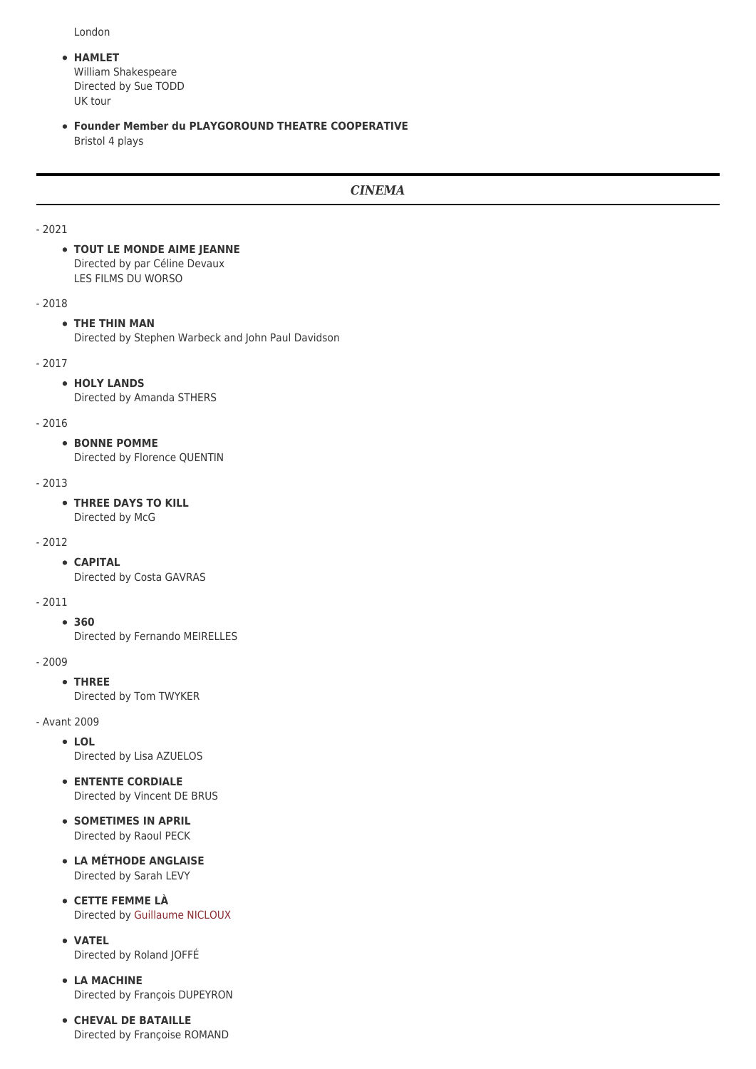London

- **HAMLET**
  William Shakespeare
  Directed by Sue TODD
  UK tour

- **Founder Member du PLAYGOROUND THEATRE COOPERATIVE**
  Bristol 4 plays

---

## *CINEMA*

---

- 2021

- **TOUT LE MONDE AIME JEANNE**
  Directed by par Céline Devaux
  LES FILMS DU WORSO

- 2018

- **THE THIN MAN**
  Directed by Stephen Warbeck and John Paul Davidson

- 2017

- **HOLY LANDS**
  Directed by Amanda STHERS

- 2016

- **BONNE POMME**
  Directed by Florence QUENTIN

- 2013

- **THREE DAYS TO KILL**
  Directed by McG

- 2012

- **CAPITAL**
  Directed by Costa GAVRAS

- 2011

- **360**
  Directed by Fernando MEIRELLES

- 2009

- **THREE**
  Directed by Tom TWYKER

- Avant 2009

- **LOL**
  Directed by Lisa AZUELOS

- **ENTENTE CORDIALE**
  Directed by Vincent DE BRUS

- **SOMETIMES IN APRIL**
  Directed by Raoul PECK

- **LA MÉTHODE ANGLAISE**
  Directed by Sarah LEVY

- **CETTE FEMME LÀ**
  Directed by Guillaume NICLOUX

- **VATEL**
  Directed by Roland JOFFÉ

- **LA MACHINE**
  Directed by François DUPEYRON

- **CHEVAL DE BATAILLE**
  Directed by Françoise ROMAND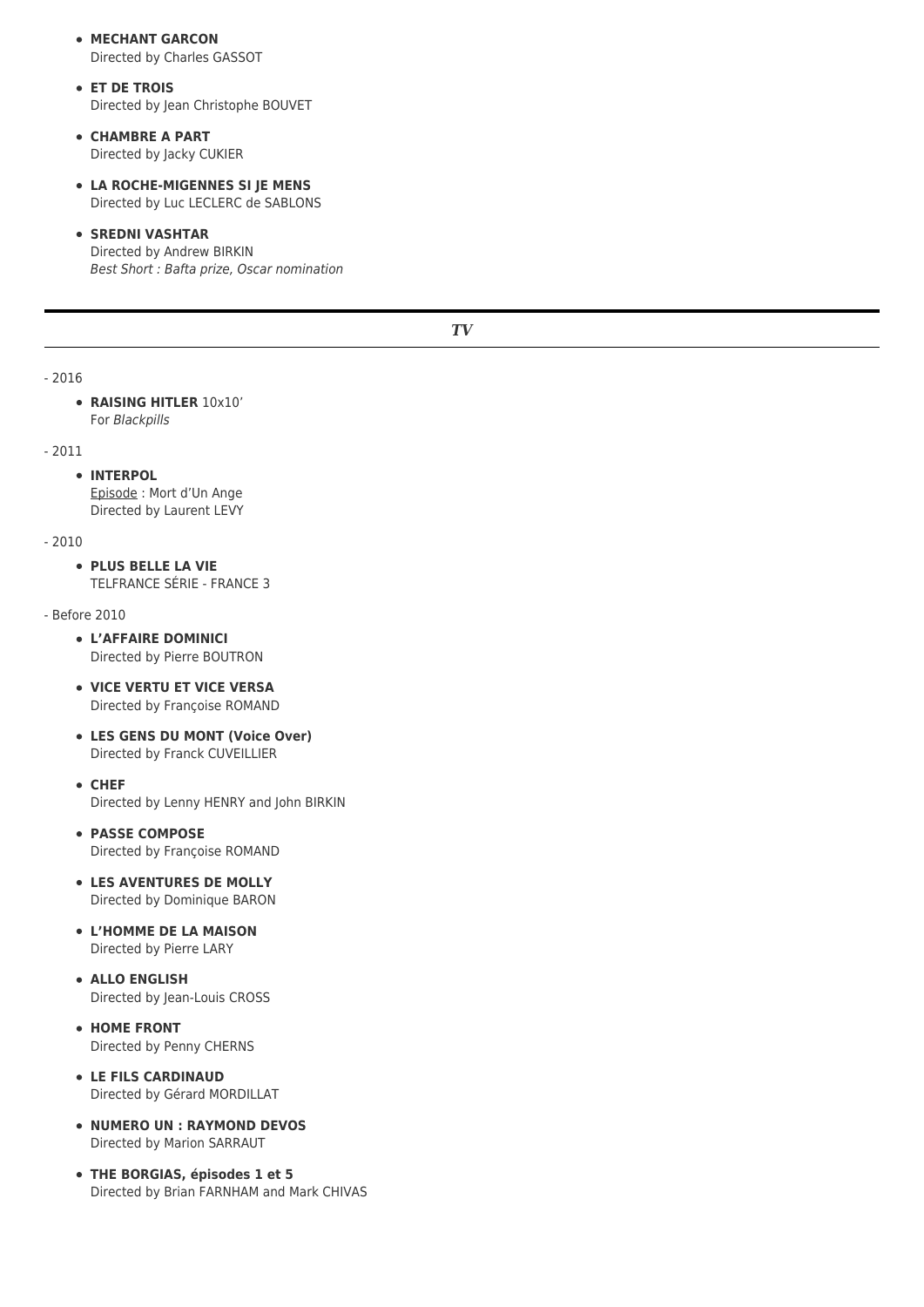- **MECHANT GARCON**
  Directed by Charles GASSOT
- **ET DE TROIS**
  Directed by Jean Christophe BOUVET
- **CHAMBRE A PART**
  Directed by Jacky CUKIER
- **LA ROCHE-MIGENNES SI JE MENS**
  Directed by Luc LECLERC de SABLONS
- **SREDNI VASHTAR**
  Directed by Andrew BIRKIN
  *Best Short : Bafta prize, Oscar nomination*

---

## *TV*

---

- 2016

- **RAISING HITLER** 10x10'
  For *Blackpills*

- 2011

- **INTERPOL**
  Episode : Mort d'Un Ange
  Directed by Laurent LEVY

- 2010

- **PLUS BELLE LA VIE**
  TELFRANCE SÉRIE - FRANCE 3

- Before 2010

- **L'AFFAIRE DOMINICI**
  Directed by Pierre BOUTRON
- **VICE VERTU ET VICE VERSA**
  Directed by Françoise ROMAND
- **LES GENS DU MONT (Voice Over)**
  Directed by Franck CUVEILLIER
- **CHEF**
  Directed by Lenny HENRY and John BIRKIN
- **PASSE COMPOSE**
  Directed by Françoise ROMAND
- **LES AVENTURES DE MOLLY**
  Directed by Dominique BARON
- **L'HOMME DE LA MAISON**
  Directed by Pierre LARY
- **ALLO ENGLISH**
  Directed by Jean-Louis CROSS
- **HOME FRONT**
  Directed by Penny CHERNS
- **LE FILS CARDINAUD**
  Directed by Gérard MORDILLAT
- **NUMERO UN : RAYMOND DEVOS**
  Directed by Marion SARRAUT
- **THE BORGIAS, épisodes 1 et 5**
  Directed by Brian FARNHAM and Mark CHIVAS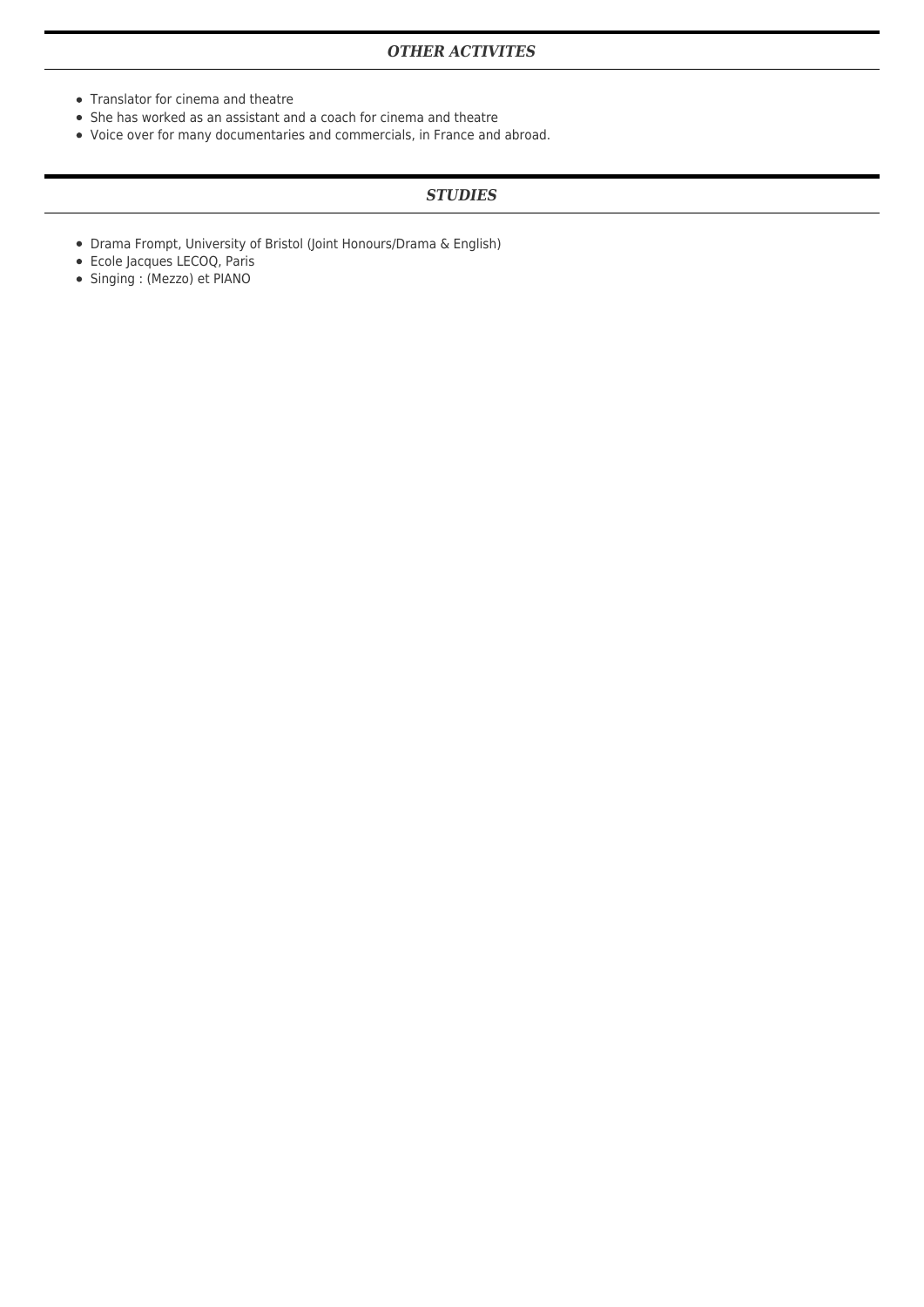## *OTHER ACTIVITES*

- Translator for cinema and theatre
- She has worked as an assistant and a coach for cinema and theatre
- Voice over for many documentaries and commercials, in France and abroad.

## *STUDIES*

- Drama Frompt, University of Bristol (Joint Honours/Drama & English)
- Ecole Jacques LECOQ, Paris
- Singing : (Mezzo) et PIANO